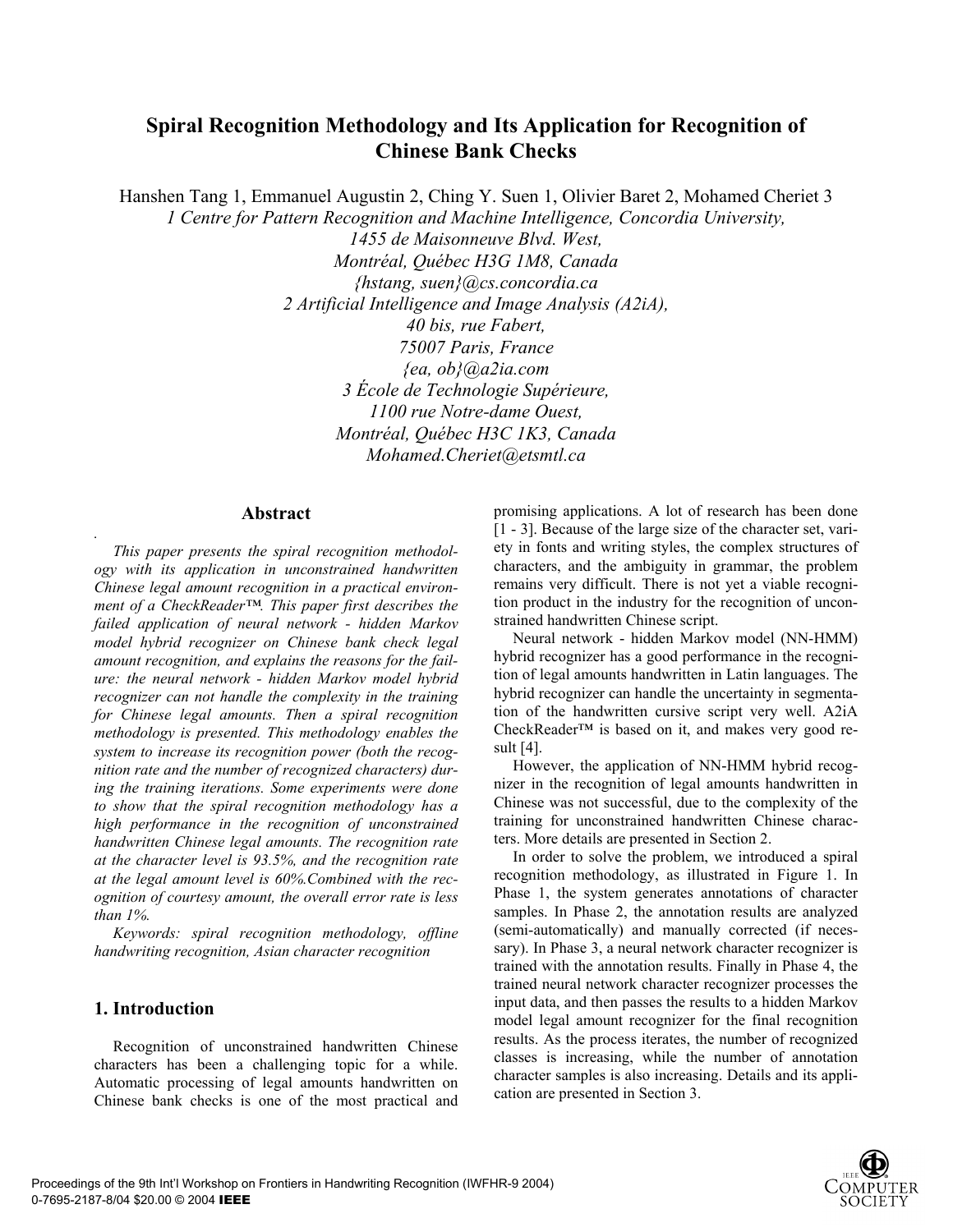# Spiral Recognition Methodology and Its Application for Recognition of Chinese Bank Checks

Hanshen Tang 1, Emmanuel Augustin 2, Ching Y. Suen 1, Olivier Baret 2, Mohamed Cheriet 3

*1 Centre for Pattern Recognition and Machine Intelligence, Concordia University,*
*1455 de Maisonneuve Blvd. West,*
*Montréal, Québec H3G 1M8, Canada*
*{hstang, suen}@cs.concordia.ca*
*2 Artificial Intelligence and Image Analysis (A2iA),*
*40 bis, rue Fabert,*
*75007 Paris, France*
*{ea, ob}@a2ia.com*
*3 École de Technologie Supérieure,*
*1100 rue Notre-dame Ouest,*
*Montréal, Québec H3C 1K3, Canada*
*Mohamed.Cheriet@etsmtl.ca*

## Abstract

*This paper presents the spiral recognition methodology with its application in unconstrained handwritten Chinese legal amount recognition in a practical environment of a CheckReader™. This paper first describes the failed application of neural network - hidden Markov model hybrid recognizer on Chinese bank check legal amount recognition, and explains the reasons for the failure: the neural network - hidden Markov model hybrid recognizer can not handle the complexity in the training for Chinese legal amounts. Then a spiral recognition methodology is presented. This methodology enables the system to increase its recognition power (both the recognition rate and the number of recognized characters) during the training iterations. Some experiments were done to show that the spiral recognition methodology has a high performance in the recognition of unconstrained handwritten Chinese legal amounts. The recognition rate at the character level is 93.5%, and the recognition rate at the legal amount level is 60%.Combined with the recognition of courtesy amount, the overall error rate is less than 1%.*

*Keywords: spiral recognition methodology, offline handwriting recognition, Asian character recognition*

## 1. Introduction

Recognition of unconstrained handwritten Chinese characters has been a challenging topic for a while. Automatic processing of legal amounts handwritten on Chinese bank checks is one of the most practical and promising applications. A lot of research has been done [1 - 3]. Because of the large size of the character set, variety in fonts and writing styles, the complex structures of characters, and the ambiguity in grammar, the problem remains very difficult. There is not yet a viable recognition product in the industry for the recognition of unconstrained handwritten Chinese script.

Neural network - hidden Markov model (NN-HMM) hybrid recognizer has a good performance in the recognition of legal amounts handwritten in Latin languages. The hybrid recognizer can handle the uncertainty in segmentation of the handwritten cursive script very well. A2iA CheckReader™ is based on it, and makes very good result [4].

However, the application of NN-HMM hybrid recognizer in the recognition of legal amounts handwritten in Chinese was not successful, due to the complexity of the training for unconstrained handwritten Chinese characters. More details are presented in Section 2.

In order to solve the problem, we introduced a spiral recognition methodology, as illustrated in Figure 1. In Phase 1, the system generates annotations of character samples. In Phase 2, the annotation results are analyzed (semi-automatically) and manually corrected (if necessary). In Phase 3, a neural network character recognizer is trained with the annotation results. Finally in Phase 4, the trained neural network character recognizer processes the input data, and then passes the results to a hidden Markov model legal amount recognizer for the final recognition results. As the process iterates, the number of recognized classes is increasing, while the number of annotation character samples is also increasing. Details and its application are presented in Section 3.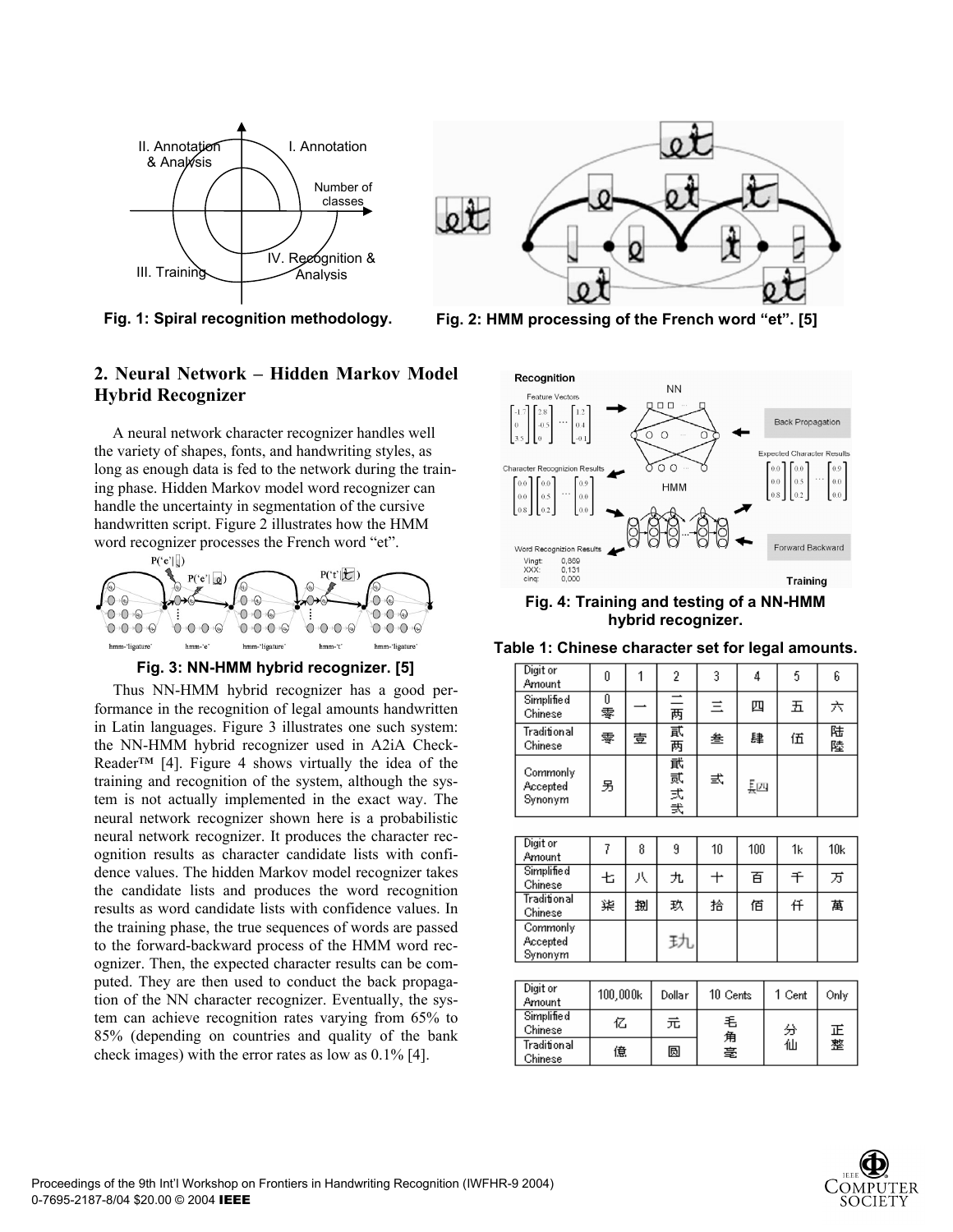Fig. 1: Spiral recognition methodology.

Fig. 2: HMM processing of the French word “et”. [5]

## 2. Neural Network – Hidden Markov Model Hybrid Recognizer

A neural network character recognizer handles well the variety of shapes, fonts, and handwriting styles, as long as enough data is fed to the network during the training phase. Hidden Markov model word recognizer can handle the uncertainty in segmentation of the cursive handwritten script. Figure 2 illustrates how the HMM word recognizer processes the French word “et”.

Fig. 3: NN-HMM hybrid recognizer. [5]

Thus NN-HMM hybrid recognizer has a good performance in the recognition of legal amounts handwritten in Latin languages. Figure 3 illustrates one such system: the NN-HMM hybrid recognizer used in A2iA CheckReader™ [4]. Figure 4 shows virtually the idea of the training and recognition of the system, although the system is not actually implemented in the exact way. The neural network recognizer shown here is a probabilistic neural network recognizer. It produces the character recognition results as character candidate lists with confidence values. The hidden Markov model recognizer takes the candidate lists and produces the word recognition results as word candidate lists with confidence values. In the training phase, the true sequences of words are passed to the forward-backward process of the HMM word recognizer. Then, the expected character results can be computed. They are then used to conduct the back propagation of the NN character recognizer. Eventually, the system can achieve recognition rates varying from 65% to 85% (depending on countries and quality of the bank check images) with the error rates as low as 0.1% [4].

Fig. 4: Training and testing of a NN-HMM hybrid recognizer.

Table 1: Chinese character set for legal amounts.

| Digit or Amount | 0 | 1 | 2 | 3 | 4 | 5 | 6 |
|---|---|---|---|---|---|---|---|
| Simplified Chinese | 0 零 | 一 | 二 两 | 三 | 四 | 五 | 六 |
| Traditional Chinese | 零 | 壹 | 貳 两 | 叁 | 肆 | 伍 | 陆 陸 |
| Commonly Accepted Synonym | 另 | | 貮 貳 弍 弐 | 式 | 𨳝 | | |

| Digit or Amount | 7 | 8 | 9 | 10 | 100 | 1k | 10k |
|---|---|---|---|---|---|---|---|
| Simplified Chinese | 七 | 八 | 九 | 十 | 百 | 千 | 万 |
| Traditional Chinese | 柒 | 捌 | 玖 | 拾 | 佰 | 仟 | 萬 |
| Commonly Accepted Synonym | | | 玖 | | | | |

| Digit or Amount | 100,000k | Dollar | 10 Cents | 1 Cent | Only |
|---|---|---|---|---|---|
| Simplified Chinese | 亿 | 元 | 毛 角 毫 | 分 仙 | 正 整 |
| Traditional Chinese | 億 | 圓 | | | |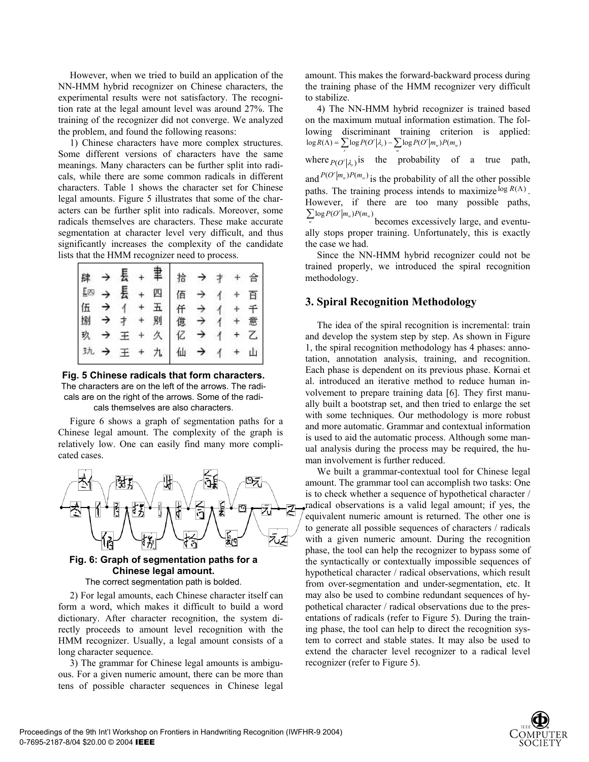However, when we tried to build an application of the NN-HMM hybrid recognizer on Chinese characters, the experimental results were not satisfactory. The recognition rate at the legal amount level was around 27%. The training of the recognizer did not converge. We analyzed the problem, and found the following reasons:

1) Chinese characters have more complex structures. Some different versions of characters have the same meanings. Many characters can be further split into radicals, while there are some common radicals in different characters. Table 1 shows the character set for Chinese legal amounts. Figure 5 illustrates that some of the characters can be further split into radicals. Moreover, some radicals themselves are characters. These make accurate segmentation at character level very difficult, and thus significantly increases the complexity of the candidate lists that the HMM recognizer need to process.

**Fig. 5 Chinese radicals that form characters.** The characters are on the left of the arrows. The radicals are on the right of the arrows. Some of the radicals themselves are also characters.

Figure 6 shows a graph of segmentation paths for a Chinese legal amount. The complexity of the graph is relatively low. One can easily find many more complicated cases.

**Fig. 6: Graph of segmentation paths for a Chinese legal amount.** The correct segmentation path is bolded.

2) For legal amounts, each Chinese character itself can form a word, which makes it difficult to build a word dictionary. After character recognition, the system directly proceeds to amount level recognition with the HMM recognizer. Usually, a legal amount consists of a long character sequence.

3) The grammar for Chinese legal amounts is ambiguous. For a given numeric amount, there can be more than tens of possible character sequences in Chinese legal amount. This makes the forward-backward process during the training phase of the HMM recognizer very difficult to stabilize.

4) The NN-HMM hybrid recognizer is trained based on the maximum mutual information estimation. The following discriminant training criterion is applied: $\log R(\Lambda) = \sum_r \log P(O^r|\lambda_r) - \sum_w \log P(O^r|m_w)P(m_w)$

where $P(O^r|\lambda_r)$ is the probability of a true path, and $P(O^r|m_w)P(m_w)$ is the probability of all the other possible paths. The training process intends to maximize $\log R(\Lambda)$. However, if there are too many possible paths, $\sum_w \log P(O^r|m_w)P(m_w)$ becomes excessively large, and eventually stops proper training. Unfortunately, this is exactly the case we had.

Since the NN-HMM hybrid recognizer could not be trained properly, we introduced the spiral recognition methodology.

## 3. Spiral Recognition Methodology

The idea of the spiral recognition is incremental: train and develop the system step by step. As shown in Figure 1, the spiral recognition methodology has 4 phases: annotation, annotation analysis, training, and recognition. Each phase is dependent on its previous phase. Kornai et al. introduced an iterative method to reduce human involvement to prepare training data [6]. They first manually built a bootstrap set, and then tried to enlarge the set with some techniques. Our methodology is more robust and more automatic. Grammar and contextual information is used to aid the automatic process. Although some manual analysis during the process may be required, the human involvement is further reduced.

We built a grammar-contextual tool for Chinese legal amount. The grammar tool can accomplish two tasks: One is to check whether a sequence of hypothetical character / radical observations is a valid legal amount; if yes, the equivalent numeric amount is returned. The other one is to generate all possible sequences of characters / radicals with a given numeric amount. During the recognition phase, the tool can help the recognizer to bypass some of the syntactically or contextually impossible sequences of hypothetical character / radical observations, which result from over-segmentation and under-segmentation, etc. It may also be used to combine redundant sequences of hypothetical character / radical observations due to the presentations of radicals (refer to Figure 5). During the training phase, the tool can help to direct the recognition system to correct and stable states. It may also be used to extend the character level recognizer to a radical level recognizer (refer to Figure 5).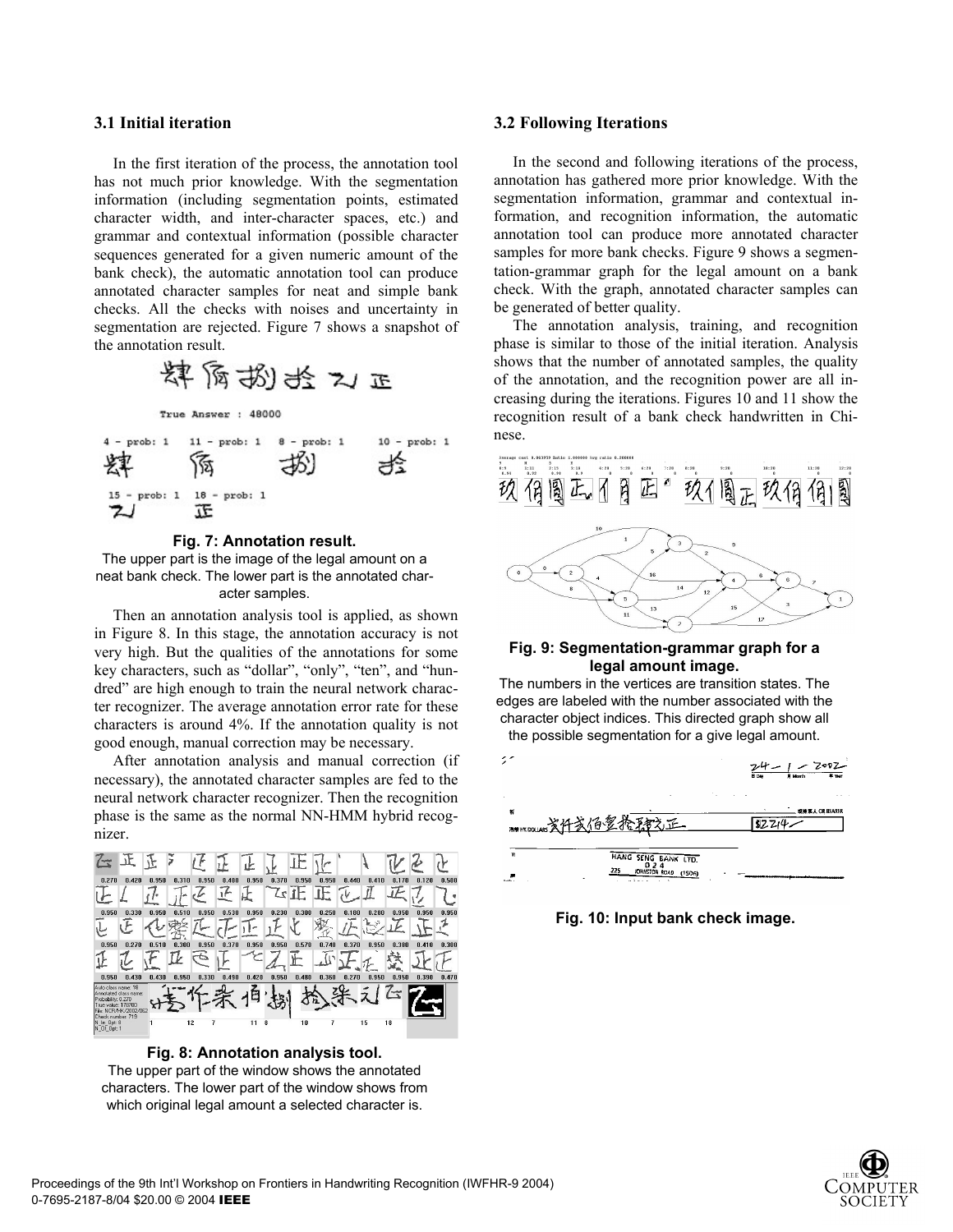### 3.1 Initial iteration

In the first iteration of the process, the annotation tool has not much prior knowledge. With the segmentation information (including segmentation points, estimated character width, and inter-character spaces, etc.) and grammar and contextual information (possible character sequences generated for a given numeric amount of the bank check), the automatic annotation tool can produce annotated character samples for neat and simple bank checks. All the checks with noises and uncertainty in segmentation are rejected. Figure 7 shows a snapshot of the annotation result.

**Fig. 7: Annotation result.**
The upper part is the image of the legal amount on a neat bank check. The lower part is the annotated character samples.

Then an annotation analysis tool is applied, as shown in Figure 8. In this stage, the annotation accuracy is not very high. But the qualities of the annotations for some key characters, such as "dollar", "only", "ten", and "hundred" are high enough to train the neural network character recognizer. The average annotation error rate for these characters is around 4%. If the annotation quality is not good enough, manual correction may be necessary.

After annotation analysis and manual correction (if necessary), the annotated character samples are fed to the neural network character recognizer. Then the recognition phase is the same as the normal NN-HMM hybrid recognizer.

**Fig. 8: Annotation analysis tool.**
The upper part of the window shows the annotated characters. The lower part of the window shows from which original legal amount a selected character is.

### 3.2 Following Iterations

In the second and following iterations of the process, annotation has gathered more prior knowledge. With the segmentation information, grammar and contextual information, and recognition information, the automatic annotation tool can produce more annotated character samples for more bank checks. Figure 9 shows a segmentation-grammar graph for the legal amount on a bank check. With the graph, annotated character samples can be generated of better quality.

The annotation analysis, training, and recognition phase is similar to those of the initial iteration. Analysis shows that the number of annotated samples, the quality of the annotation, and the recognition power are all increasing during the iterations. Figures 10 and 11 show the recognition result of a bank check handwritten in Chinese.

**Fig. 9: Segmentation-grammar graph for a legal amount image.**
The numbers in the vertices are transition states. The edges are labeled with the number associated with the character object indices. This directed graph show all the possible segmentation for a give legal amount.

**Fig. 10: Input bank check image.**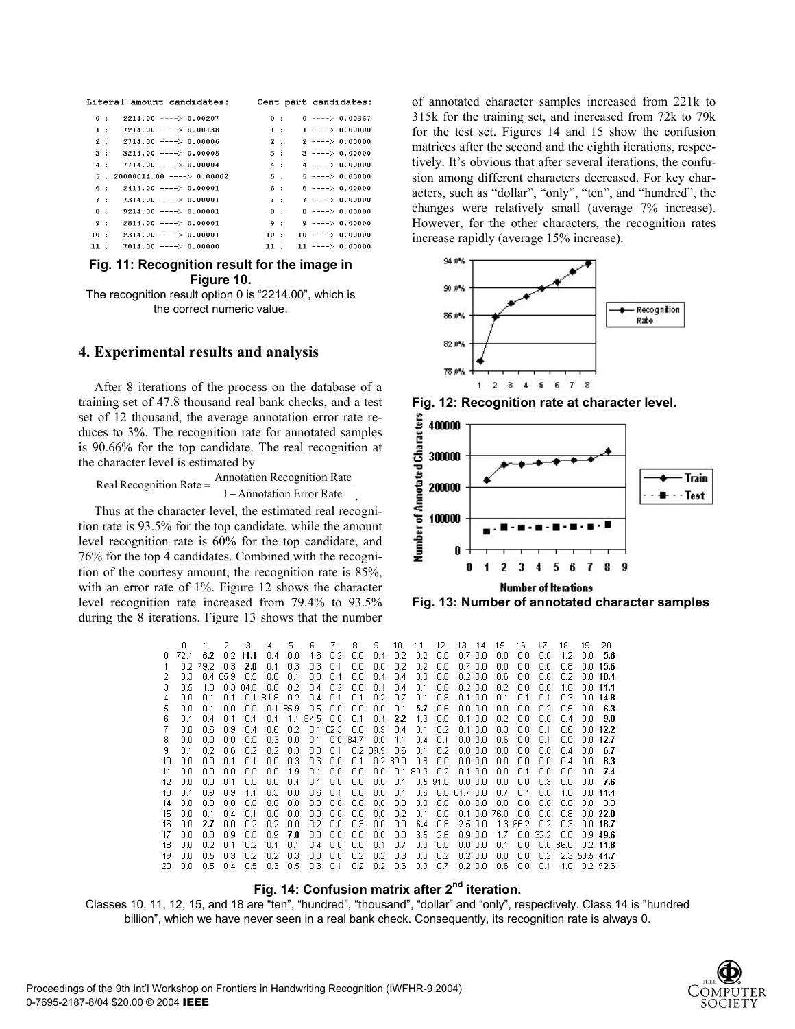```
Literal amount candidates:          Cent part candidates:

 0 :    2214.00 ----> 0.00207        0 :    0 ----> 0.00367
 1 :    7214.00 ----> 0.00138        1 :    1 ----> 0.00000
 2 :    2714.00 ----> 0.00006        2 :    2 ----> 0.00000
 3 :    3214.00 ----> 0.00005        3 :    3 ----> 0.00000
 4 :    7714.00 ----> 0.00004        4 :    4 ----> 0.00000
 5 : 20000014.00 ----> 0.00002       5 :    5 ----> 0.00000
 6 :    2414.00 ----> 0.00001        6 :    6 ----> 0.00000
 7 :    7314.00 ----> 0.00001        7 :    7 ----> 0.00000
 8 :    9214.00 ----> 0.00001        8 :    8 ----> 0.00000
 9 :    2814.00 ----> 0.00001        9 :    9 ----> 0.00000
10 :    2314.00 ----> 0.00001       10 :   10 ----> 0.00000
11 :    7014.00 ----> 0.00000       11 :   11 ----> 0.00000
```

**Fig. 11: Recognition result for the image in Figure 10.**

The recognition result option 0 is "2214.00", which is the correct numeric value.

## 4. Experimental results and analysis

After 8 iterations of the process on the database of a training set of 47.8 thousand real bank checks, and a test set of 12 thousand, the average annotation error rate reduces to 3%. The recognition rate for annotated samples is 90.66% for the top candidate. The real recognition at the character level is estimated by

$$\text{Real Recognition Rate} = \frac{\text{Annotation Recognition Rate}}{1 - \text{Annotation Error Rate}}.$$

Thus at the character level, the estimated real recognition rate is 93.5% for the top candidate, while the amount level recognition rate is 60% for the top candidate, and 76% for the top 4 candidates. Combined with the recognition of the courtesy amount, the recognition rate is 85%, with an error rate of 1%. Figure 12 shows the character level recognition rate increased from 79.4% to 93.5% during the 8 iterations. Figure 13 shows that the number of annotated character samples increased from 221k to 315k for the training set, and increased from 72k to 79k for the test set. Figures 14 and 15 show the confusion matrices after the second and the eighth iterations, respectively. It's obvious that after several iterations, the confusion among different characters decreased. For key characters, such as "dollar", "only", "ten", and "hundred", the changes were relatively small (average 7% increase). However, for the other characters, the recognition rates increase rapidly (average 15% increase).

**Fig. 12: Recognition rate at character level.**

**Fig. 13: Number of annotated character samples**

| | 0 | 1 | 2 | 3 | 4 | 5 | 6 | 7 | 8 | 9 | 10 | 11 | 12 | 13 | 14 | 15 | 16 | 17 | 18 | 19 | 20 |
|---|---|---|---|---|---|---|---|---|---|---|---|---|---|---|---|---|---|---|---|---|---|
| 0 | 72.1 | **6.2** | 0.2 | **11.1** | 0.4 | 0.0 | 1.6 | 0.2 | 0.0 | 0.4 | 0.2 | 0.2 | 0.0 | 0.7 | 0.0 | 0.0 | 0.0 | 0.0 | 1.2 | 0.0 | **5.6** |
| 1 | 0.2 | 79.2 | 0.3 | **2.0** | 0.1 | 0.3 | 0.3 | 0.1 | 0.0 | 0.0 | 0.2 | 0.2 | 0.0 | 0.7 | 0.0 | 0.0 | 0.0 | 0.0 | 0.8 | 0.0 | **15.6** |
| 2 | 0.3 | 0.4 | 85.9 | 0.5 | 0.0 | 0.1 | 0.0 | 0.4 | 0.0 | 0.4 | 0.4 | 0.0 | 0.0 | 0.2 | 0.0 | 0.6 | 0.0 | 0.0 | 0.2 | 0.0 | **10.4** |
| 3 | 0.5 | 1.3 | 0.3 | 84.0 | 0.0 | 0.2 | 0.4 | 0.2 | 0.0 | 0.1 | 0.4 | 0.1 | 0.0 | 0.2 | 0.0 | 0.2 | 0.0 | 0.0 | 1.0 | 0.0 | **11.1** |
| 4 | 0.0 | 0.1 | 0.1 | 0.1 | 81.8 | 0.2 | 0.4 | 0.1 | 0.1 | 0.2 | 0.7 | 0.1 | 0.8 | 0.1 | 0.0 | 0.1 | 0.1 | 0.1 | 0.3 | 0.0 | **14.8** |
| 5 | 0.0 | 0.1 | 0.0 | 0.0 | 0.1 | 85.9 | 0.5 | 0.0 | 0.0 | 0.0 | 0.1 | **5.7** | 0.6 | 0.0 | 0.0 | 0.0 | 0.0 | 0.2 | 0.5 | 0.0 | **6.3** |
| 6 | 0.1 | 0.4 | 0.1 | 0.1 | 0.1 | 1.1 | 94.5 | 0.0 | 0.1 | 0.4 | **2.2** | 1.3 | 0.0 | 0.1 | 0.0 | 0.2 | 0.0 | 0.0 | 0.4 | 0.0 | **9.0** |
| 7 | 0.0 | 0.6 | 0.9 | 0.4 | 0.6 | 0.2 | 0.1 | 82.3 | 0.0 | 0.9 | 0.4 | 0.1 | 0.2 | 0.1 | 0.0 | 0.3 | 0.0 | 0.1 | 0.6 | 0.0 | **12.2** |
| 8 | 0.0 | 0.0 | 0.0 | 0.0 | 0.3 | 0.0 | 0.1 | 0.0 | 84.7 | 0.0 | 1.1 | 0.4 | 0.1 | 0.0 | 0.0 | 0.6 | 0.0 | 0.1 | 0.0 | 0.0 | **12.7** |
| 9 | 0.1 | 0.2 | 0.6 | 0.2 | 0.2 | 0.3 | 0.3 | 0.1 | 0.2 | 89.9 | 0.6 | 0.1 | 0.2 | 0.0 | 0.0 | 0.0 | 0.0 | 0.0 | 0.4 | 0.0 | **6.7** |
| 10 | 0.0 | 0.0 | 0.1 | 0.1 | 0.0 | 0.3 | 0.6 | 0.0 | 0.1 | 0.2 | 89.0 | 0.8 | 0.0 | 0.0 | 0.0 | 0.0 | 0.0 | 0.0 | 0.4 | 0.0 | **8.3** |
| 11 | 0.0 | 0.0 | 0.0 | 0.0 | 0.0 | 1.9 | 0.1 | 0.0 | 0.0 | 0.0 | 0.1 | 89.9 | 0.2 | 0.1 | 0.0 | 0.0 | 0.1 | 0.0 | 0.0 | 0.0 | **7.4** |
| 12 | 0.0 | 0.0 | 0.1 | 0.0 | 0.0 | 0.4 | 0.1 | 0.0 | 0.0 | 0.0 | 0.1 | 0.5 | 91.0 | 0.0 | 0.0 | 0.0 | 0.0 | 0.3 | 0.0 | 0.0 | **7.6** |
| 13 | 0.1 | 0.9 | 0.9 | 1.1 | 0.3 | 0.0 | 0.6 | 0.1 | 0.0 | 0.0 | 0.1 | 0.6 | 0.0 | 81.7 | 0.0 | 0.7 | 0.4 | 0.0 | 1.0 | 0.0 | **11.4** |
| 14 | 0.0 | 0.0 | 0.0 | 0.0 | 0.0 | 0.0 | 0.0 | 0.0 | 0.0 | 0.0 | 0.0 | 0.0 | 0.0 | 0.0 | 0.0 | 0.0 | 0.0 | 0.0 | 0.0 | 0.0 | **0.0** |
| 15 | 0.0 | 0.1 | 0.4 | 0.1 | 0.0 | 0.0 | 0.0 | 0.0 | 0.0 | 0.0 | 0.2 | 0.1 | 0.0 | 0.1 | 0.0 | 76.0 | 0.0 | 0.0 | 0.8 | 0.0 | **22.0** |
| 16 | 0.0 | **2.7** | 0.0 | 0.2 | 0.2 | 0.0 | 0.2 | 0.0 | 0.3 | 0.0 | 0.0 | **6.4** | 0.8 | 2.5 | 0.0 | 1.3 | 66.2 | 0.2 | 0.3 | 0.0 | **18.7** |
| 17 | 0.0 | 0.0 | 0.9 | 0.0 | 0.9 | **7.0** | 0.0 | 0.0 | 0.0 | 0.0 | 0.0 | 3.5 | 2.6 | 0.9 | 0.0 | 1.7 | 0.0 | 32.2 | 0.0 | 0.9 | **49.6** |
| 18 | 0.0 | 0.2 | 0.1 | 0.2 | 0.1 | 0.1 | 0.4 | 0.0 | 0.0 | 0.1 | 0.7 | 0.0 | 0.0 | 0.0 | 0.0 | 0.1 | 0.0 | 0.0 | 86.0 | 0.2 | **11.8** |
| 19 | 0.0 | 0.5 | 0.3 | 0.2 | 0.2 | 0.3 | 0.0 | 0.0 | 0.2 | 0.2 | 0.3 | 0.0 | 0.2 | 0.2 | 0.0 | 0.0 | 0.0 | 0.2 | 2.3 | 50.5 | **44.7** |
| 20 | 0.0 | 0.5 | 0.4 | 0.5 | 0.3 | 0.5 | 0.3 | 0.1 | 0.2 | 0.2 | 0.6 | 0.9 | 0.7 | 0.2 | 0.0 | 0.6 | 0.0 | 0.1 | 1.0 | 0.2 | **92.6** |

**Fig. 14: Confusion matrix after 2nd iteration.**

Classes 10, 11, 12, 15, and 18 are "ten", "hundred", "thousand", "dollar" and "only", respectively. Class 14 is "hundred billion", which we have never seen in a real bank check. Consequently, its recognition rate is always 0.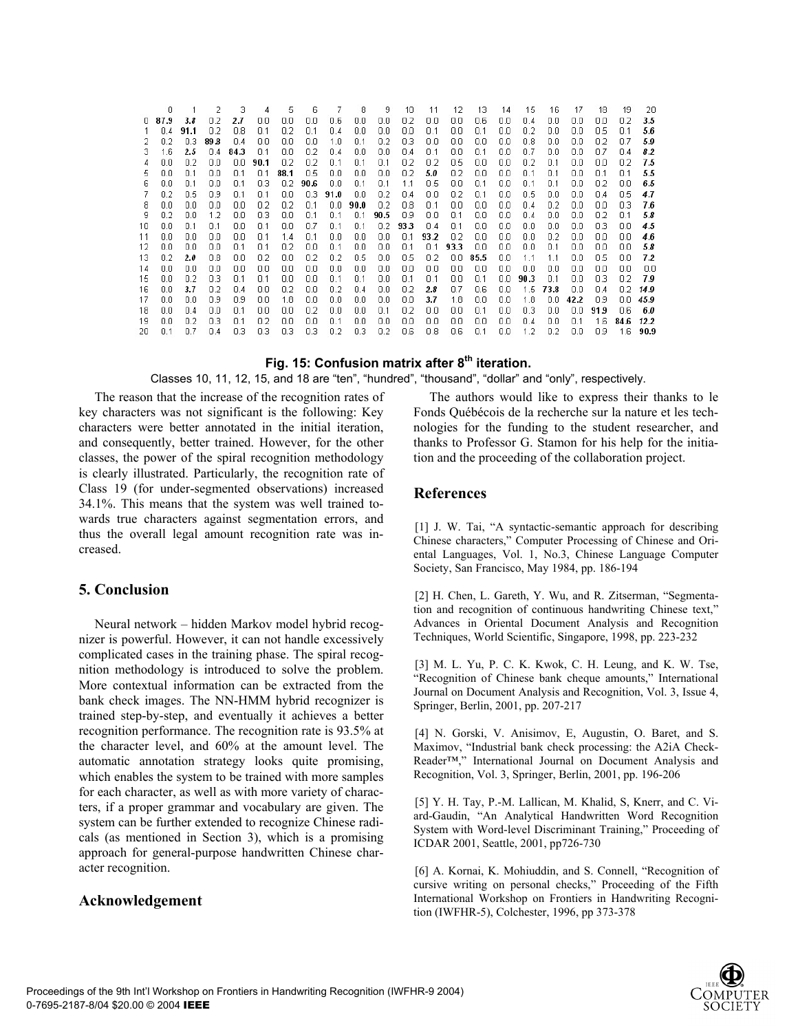| | 0 | 1 | 2 | 3 | 4 | 5 | 6 | 7 | 8 | 9 | 10 | 11 | 12 | 13 | 14 | 15 | 16 | 17 | 18 | 19 | 20 |
|---|---|---|---|---|---|---|---|---|---|---|---|---|---|---|---|---|---|---|---|---|---|
| 0 | **87.9** | ***3.8*** | 0.2 | ***2.7*** | 0.0 | 0.0 | 0.6 | 0.0 | 0.0 | 0.2 | 0.0 | 0.0 | 0.6 | 0.0 | 0.4 | 0.0 | 0.0 | 0.0 | 0.2 | ***3.5*** | |
| 1 | 0.4 | **91.1** | 0.2 | 0.8 | 0.1 | 0.2 | 0.1 | 0.4 | 0.0 | 0.0 | 0.0 | 0.1 | 0.0 | 0.1 | 0.0 | 0.2 | 0.0 | 0.0 | 0.5 | 0.1 | ***5.6*** |
| 2 | 0.2 | 0.3 | **89.8** | 0.4 | 0.0 | 0.0 | 0.0 | 1.0 | 0.1 | 0.2 | 0.3 | 0.0 | 0.0 | 0.0 | 0.0 | 0.8 | 0.0 | 0.0 | 0.2 | 0.7 | ***5.9*** |
| 3 | 1.6 | ***2.5*** | 0.4 | **84.3** | 0.1 | 0.0 | 0.2 | 0.4 | 0.0 | 0.0 | 0.4 | 0.1 | 0.0 | 0.1 | 0.0 | 0.7 | 0.0 | 0.0 | 0.7 | 0.4 | ***8.2*** |
| 4 | 0.0 | 0.2 | 0.0 | 0.0 | **90.1** | 0.2 | 0.2 | 0.1 | 0.1 | 0.1 | 0.2 | 0.2 | 0.5 | 0.0 | 0.0 | 0.2 | 0.1 | 0.0 | 0.0 | 0.2 | ***7.5*** |
| 5 | 0.0 | 0.1 | 0.0 | 0.1 | 0.1 | **88.1** | 0.5 | 0.0 | 0.0 | 0.0 | 0.2 | ***5.0*** | 0.2 | 0.0 | 0.0 | 0.1 | 0.1 | 0.0 | 0.1 | 0.1 | ***5.5*** |
| 6 | 0.0 | 0.1 | 0.0 | 0.1 | 0.3 | 0.2 | **90.6** | 0.0 | 0.1 | 0.1 | 1.1 | 0.5 | 0.0 | 0.1 | 0.0 | 0.1 | 0.1 | 0.0 | 0.2 | 0.0 | ***6.5*** |
| 7 | 0.2 | 0.5 | 0.9 | 0.1 | 0.1 | 0.0 | 0.3 | **91.0** | 0.0 | 0.2 | 0.4 | 0.0 | 0.2 | 0.1 | 0.0 | 0.5 | 0.0 | 0.0 | 0.4 | 0.5 | ***4.7*** |
| 8 | 0.0 | 0.0 | 0.0 | 0.0 | 0.2 | 0.2 | 0.1 | 0.0 | **90.0** | 0.2 | 0.8 | 0.1 | 0.0 | 0.0 | 0.0 | 0.4 | 0.2 | 0.0 | 0.0 | 0.3 | ***7.6*** |
| 9 | 0.2 | 0.0 | 1.2 | 0.0 | 0.3 | 0.0 | 0.1 | 0.1 | 0.1 | **90.5** | 0.9 | 0.0 | 0.1 | 0.0 | 0.0 | 0.4 | 0.0 | 0.0 | 0.2 | 0.1 | ***5.8*** |
| 10 | 0.0 | 0.1 | 0.1 | 0.0 | 0.1 | 0.0 | 0.7 | 0.1 | 0.1 | 0.2 | **93.3** | 0.4 | 0.1 | 0.0 | 0.0 | 0.0 | 0.0 | 0.0 | 0.3 | 0.0 | ***4.5*** |
| 11 | 0.0 | 0.0 | 0.0 | 0.0 | 0.1 | 1.4 | 0.1 | 0.0 | 0.0 | 0.0 | 0.1 | **93.2** | 0.2 | 0.0 | 0.0 | 0.0 | 0.2 | 0.0 | 0.0 | 0.0 | ***4.6*** |
| 12 | 0.0 | 0.0 | 0.0 | 0.1 | 0.1 | 0.2 | 0.0 | 0.1 | 0.0 | 0.0 | 0.1 | 0.1 | **93.3** | 0.0 | 0.0 | 0.0 | 0.1 | 0.0 | 0.0 | 0.0 | ***5.8*** |
| 13 | 0.2 | ***2.0*** | 0.8 | 0.0 | 0.2 | 0.0 | 0.2 | 0.2 | 0.5 | 0.0 | 0.5 | 0.2 | 0.0 | **85.5** | 0.0 | 1.1 | 1.1 | 0.0 | 0.5 | 0.0 | ***7.2*** |
| 14 | 0.0 | 0.0 | 0.0 | 0.0 | 0.0 | 0.0 | 0.0 | 0.0 | 0.0 | 0.0 | 0.0 | 0.0 | 0.0 | 0.0 | 0.0 | 0.0 | 0.0 | 0.0 | 0.0 | 0.0 | 0.0 |
| 15 | 0.0 | 0.2 | 0.3 | 0.1 | 0.1 | 0.0 | 0.0 | 0.1 | 0.1 | 0.0 | 0.1 | 0.1 | 0.0 | 0.1 | 0.0 | **90.3** | 0.1 | 0.0 | 0.3 | 0.2 | ***7.9*** |
| 16 | 0.0 | ***3.7*** | 0.2 | 0.4 | 0.0 | 0.2 | 0.0 | 0.2 | 0.4 | 0.0 | 0.2 | ***2.8*** | 0.7 | 0.6 | 0.0 | 1.5 | **73.8** | 0.0 | 0.4 | 0.2 | ***14.9*** |
| 17 | 0.0 | 0.0 | 0.9 | 0.9 | 0.0 | 1.8 | 0.0 | 0.0 | 0.0 | 0.0 | 0.0 | ***3.7*** | 1.8 | 0.0 | 0.0 | 1.8 | 0.0 | **42.2** | 0.9 | 0.0 | ***45.9*** |
| 18 | 0.0 | 0.4 | 0.0 | 0.1 | 0.0 | 0.0 | 0.2 | 0.0 | 0.0 | 0.1 | 0.2 | 0.0 | 0.0 | 0.1 | 0.0 | 0.3 | 0.0 | 0.0 | **91.9** | 0.6 | ***6.0*** |
| 19 | 0.0 | 0.2 | 0.3 | 0.1 | 0.2 | 0.0 | 0.0 | 0.1 | 0.0 | 0.0 | 0.0 | 0.0 | 0.0 | 0.0 | 0.0 | 0.4 | 0.0 | 0.1 | 1.6 | **84.6** | ***12.2*** |
| 20 | 0.1 | 0.7 | 0.4 | 0.3 | 0.3 | 0.3 | 0.3 | 0.2 | 0.3 | 0.2 | 0.6 | 0.8 | 0.6 | 0.1 | 0.0 | 1.2 | 0.2 | 0.0 | 0.9 | 1.6 | **90.9** |

**Fig. 15: Confusion matrix after 8th iteration.**

Classes 10, 11, 12, 15, and 18 are "ten", "hundred", "thousand", "dollar" and "only", respectively.

The reason that the increase of the recognition rates of key characters was not significant is the following: Key characters were better annotated in the initial iteration, and consequently, better trained. However, for the other classes, the power of the spiral recognition methodology is clearly illustrated. Particularly, the recognition rate of Class 19 (for under-segmented observations) increased 34.1%. This means that the system was well trained towards true characters against segmentation errors, and thus the overall legal amount recognition rate was increased.

## 5. Conclusion

Neural network – hidden Markov model hybrid recognizer is powerful. However, it can not handle excessively complicated cases in the training phase. The spiral recognition methodology is introduced to solve the problem. More contextual information can be extracted from the bank check images. The NN-HMM hybrid recognizer is trained step-by-step, and eventually it achieves a better recognition performance. The recognition rate is 93.5% at the character level, and 60% at the amount level. The automatic annotation strategy looks quite promising, which enables the system to be trained with more samples for each character, as well as with more variety of characters, if a proper grammar and vocabulary are given. The system can be further extended to recognize Chinese radicals (as mentioned in Section 3), which is a promising approach for general-purpose handwritten Chinese character recognition.

## Acknowledgement

The authors would like to express their thanks to le Fonds Québécois de la recherche sur la nature et les technologies for the funding to the student researcher, and thanks to Professor G. Stamon for his help for the initiation and the proceeding of the collaboration project.

## References

[1] J. W. Tai, "A syntactic-semantic approach for describing Chinese characters," Computer Processing of Chinese and Oriental Languages, Vol. 1, No.3, Chinese Language Computer Society, San Francisco, May 1984, pp. 186-194

[2] H. Chen, L. Gareth, Y. Wu, and R. Zitserman, "Segmentation and recognition of continuous handwriting Chinese text," Advances in Oriental Document Analysis and Recognition Techniques, World Scientific, Singapore, 1998, pp. 223-232

[3] M. L. Yu, P. C. K. Kwok, C. H. Leung, and K. W. Tse, "Recognition of Chinese bank cheque amounts," International Journal on Document Analysis and Recognition, Vol. 3, Issue 4, Springer, Berlin, 2001, pp. 207-217

[4] N. Gorski, V. Anisimov, E, Augustin, O. Baret, and S. Maximov, "Industrial bank check processing: the A2iA CheckReader™," International Journal on Document Analysis and Recognition, Vol. 3, Springer, Berlin, 2001, pp. 196-206

[5] Y. H. Tay, P.-M. Lallican, M. Khalid, S, Knerr, and C. Viard-Gaudin, "An Analytical Handwritten Word Recognition System with Word-level Discriminant Training," Proceeding of ICDAR 2001, Seattle, 2001, pp726-730

[6] A. Kornai, K. Mohiuddin, and S. Connell, "Recognition of cursive writing on personal checks," Proceeding of the Fifth International Workshop on Frontiers in Handwriting Recognition (IWFHR-5), Colchester, 1996, pp 373-378